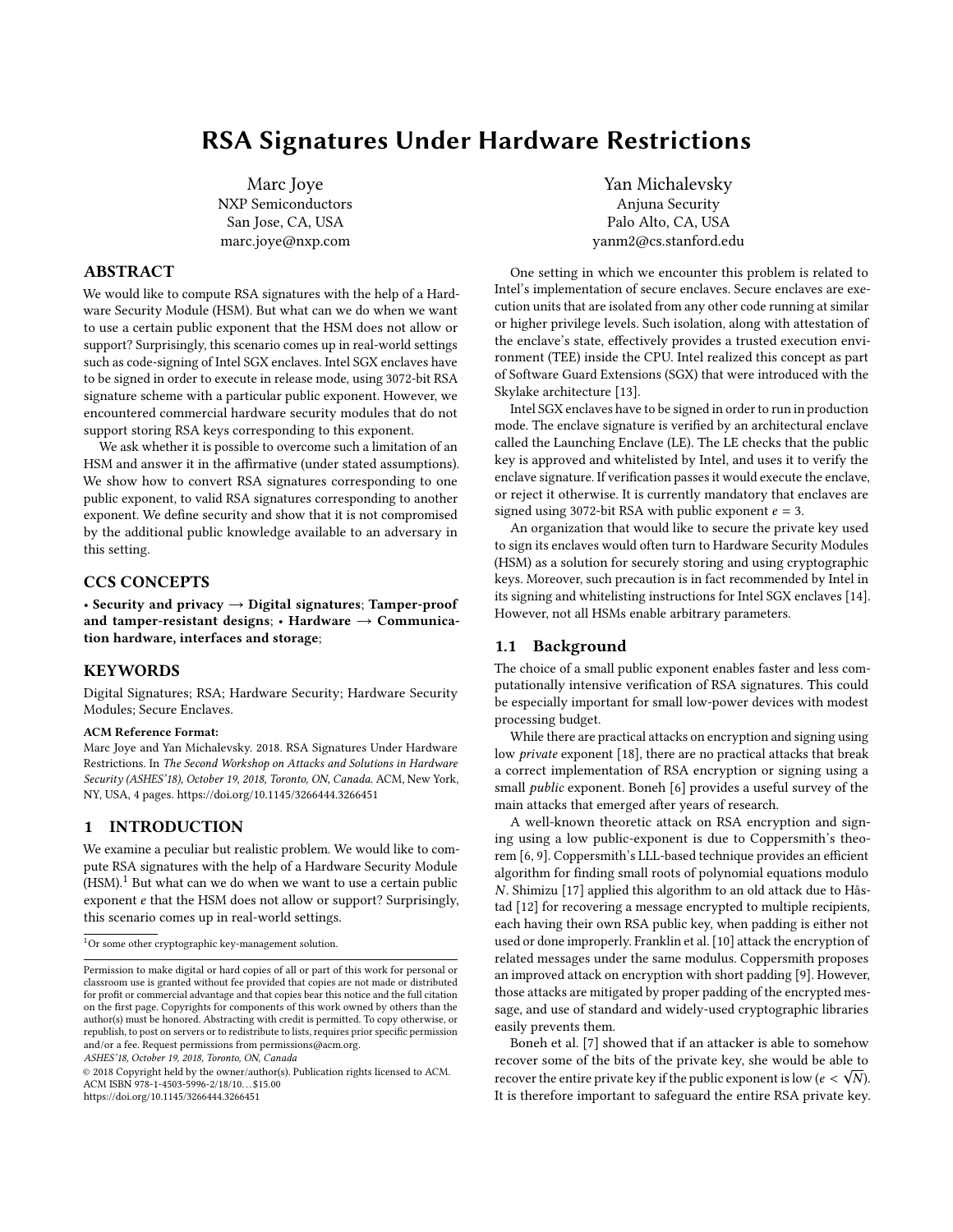# RSA Signatures Under Hardware Restrictions

Marc Joye
NXP Semiconductors
San Jose, CA, USA
marc.joye@nxp.com

Yan Michalevsky
Anjuna Security
Palo Alto, CA, USA
yanm2@cs.stanford.edu

## ABSTRACT

We would like to compute RSA signatures with the help of a Hardware Security Module (HSM). But what can we do when we want to use a certain public exponent that the HSM does not allow or support? Surprisingly, this scenario comes up in real-world settings such as code-signing of Intel SGX enclaves. Intel SGX enclaves have to be signed in order to execute in release mode, using 3072-bit RSA signature scheme with a particular public exponent. However, we encountered commercial hardware security modules that do not support storing RSA keys corresponding to this exponent.

We ask whether it is possible to overcome such a limitation of an HSM and answer it in the affirmative (under stated assumptions). We show how to convert RSA signatures corresponding to one public exponent, to valid RSA signatures corresponding to another exponent. We define security and show that it is not compromised by the additional public knowledge available to an adversary in this setting.

## CCS CONCEPTS

• **Security and privacy** → **Digital signatures**; **Tamper-proof and tamper-resistant designs**; • **Hardware** → **Communication hardware, interfaces and storage**;

## KEYWORDS

Digital Signatures; RSA; Hardware Security; Hardware Security Modules; Secure Enclaves.

**ACM Reference Format:**
Marc Joye and Yan Michalevsky. 2018. RSA Signatures Under Hardware Restrictions. In *The Second Workshop on Attacks and Solutions in Hardware Security (ASHES'18), October 19, 2018, Toronto, ON, Canada.* ACM, New York, NY, USA, 4 pages. https://doi.org/10.1145/3266444.3266451

## 1 INTRODUCTION

We examine a peculiar but realistic problem. We would like to compute RSA signatures with the help of a Hardware Security Module (HSM).[1] But what can we do when we want to use a certain public exponent $e$ that the HSM does not allow or support? Surprisingly, this scenario comes up in real-world settings.

[1] Or some other cryptographic key-management solution.

Permission to make digital or hard copies of all or part of this work for personal or classroom use is granted without fee provided that copies are not made or distributed for profit or commercial advantage and that copies bear this notice and the full citation on the first page. Copyrights for components of this work owned by others than the author(s) must be honored. Abstracting with credit is permitted. To copy otherwise, or republish, to post on servers or to redistribute to lists, requires prior specific permission and/or a fee. Request permissions from permissions@acm.org.
*ASHES'18, October 19, 2018, Toronto, ON, Canada*
© 2018 Copyright held by the owner/author(s). Publication rights licensed to ACM.
ACM ISBN 978-1-4503-5996-2/18/10…$15.00
https://doi.org/10.1145/3266444.3266451

One setting in which we encounter this problem is related to Intel's implementation of secure enclaves. Secure enclaves are execution units that are isolated from any other code running at similar or higher privilege levels. Such isolation, along with attestation of the enclave's state, effectively provides a trusted execution environment (TEE) inside the CPU. Intel realized this concept as part of Software Guard Extensions (SGX) that were introduced with the Skylake architecture [13].

Intel SGX enclaves have to be signed in order to run in production mode. The enclave signature is verified by an architectural enclave called the Launching Enclave (LE). The LE checks that the public key is approved and whitelisted by Intel, and uses it to verify the enclave signature. If verification passes it would execute the enclave, or reject it otherwise. It is currently mandatory that enclaves are signed using 3072-bit RSA with public exponent $e = 3$.

An organization that would like to secure the private key used to sign its enclaves would often turn to Hardware Security Modules (HSM) as a solution for securely storing and using cryptographic keys. Moreover, such precaution is in fact recommended by Intel in its signing and whitelisting instructions for Intel SGX enclaves [14]. However, not all HSMs enable arbitrary parameters.

### 1.1 Background

The choice of a small public exponent enables faster and less computationally intensive verification of RSA signatures. This could be especially important for small low-power devices with modest processing budget.

While there are practical attacks on encryption and signing using low *private* exponent [18], there are no practical attacks that break a correct implementation of RSA encryption or signing using a small *public* exponent. Boneh [6] provides a useful survey of the main attacks that emerged after years of research.

A well-known theoretic attack on RSA encryption and signing using a low public-exponent is due to Coppersmith's theorem [6, 9]. Coppersmith's LLL-based technique provides an efficient algorithm for finding small roots of polynomial equations modulo $N$. Shimizu [17] applied this algorithm to an old attack due to Håstad [12] for recovering a message encrypted to multiple recipients, each having their own RSA public key, when padding is either not used or done improperly. Franklin et al. [10] attack the encryption of related messages under the same modulus. Coppersmith proposes an improved attack on encryption with short padding [9]. However, those attacks are mitigated by proper padding of the encrypted message, and use of standard and widely-used cryptographic libraries easily prevents them.

Boneh et al. [7] showed that if an attacker is able to somehow recover some of the bits of the private key, she would be able to recover the entire private key if the public exponent is low ($e < \sqrt{N}$). It is therefore important to safeguard the entire RSA private key.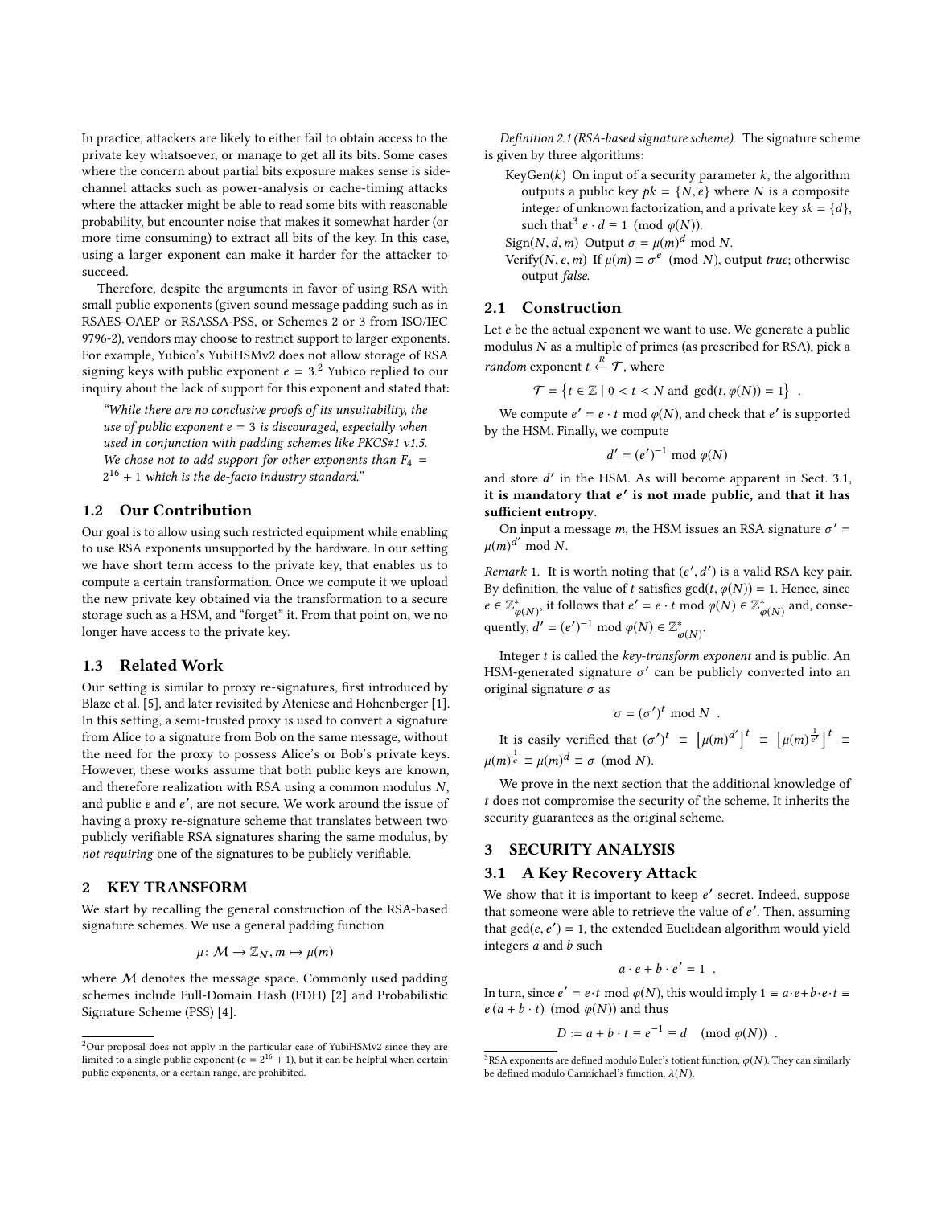In practice, attackers are likely to either fail to obtain access to the private key whatsoever, or manage to get all its bits. Some cases where the concern about partial bits exposure makes sense is side-channel attacks such as power-analysis or cache-timing attacks where the attacker might be able to read some bits with reasonable probability, but encounter noise that makes it somewhat harder (or more time consuming) to extract all bits of the key. In this case, using a larger exponent can make it harder for the attacker to succeed.

Therefore, despite the arguments in favor of using RSA with small public exponents (given sound message padding such as in RSAES-OAEP or RSASSA-PSS, or Schemes 2 or 3 from ISO/IEC 9796-2), vendors may choose to restrict support to larger exponents. For example, Yubico's YubiHSMv2 does not allow storage of RSA signing keys with public exponent $e = 3$.[2] Yubico replied to our inquiry about the lack of support for this exponent and stated that:

> *"While there are no conclusive proofs of its unsuitability, the use of public exponent $e = 3$ is discouraged, especially when used in conjunction with padding schemes like PKCS#1 v1.5. We chose not to add support for other exponents than $F_4 = 2^{16} + 1$ which is the de-facto industry standard."*

## 1.2 Our Contribution

Our goal is to allow using such restricted equipment while enabling to use RSA exponents unsupported by the hardware. In our setting we have short term access to the private key, that enables us to compute a certain transformation. Once we compute it we upload the new private key obtained via the transformation to a secure storage such as a HSM, and "forget" it. From that point on, we no longer have access to the private key.

## 1.3 Related Work

Our setting is similar to proxy re-signatures, first introduced by Blaze et al. [5], and later revisited by Ateniese and Hohenberger [1]. In this setting, a semi-trusted proxy is used to convert a signature from Alice to a signature from Bob on the same message, without the need for the proxy to possess Alice's or Bob's private keys. However, these works assume that both public keys are known, and therefore realization with RSA using a common modulus $N$, and public $e$ and $e'$, are not secure. We work around the issue of having a proxy re-signature scheme that translates between two publicly verifiable RSA signatures sharing the same modulus, by *not requiring* one of the signatures to be publicly verifiable.

# 2 KEY TRANSFORM

We start by recalling the general construction of the RSA-based signature schemes. We use a general padding function

$$\mu\colon \mathcal{M} \to \mathbb{Z}_N, m \mapsto \mu(m)$$

where $\mathcal{M}$ denotes the message space. Commonly used padding schemes include Full-Domain Hash (FDH) [2] and Probabilistic Signature Scheme (PSS) [4].

*Definition 2.1 (RSA-based signature scheme).* The signature scheme is given by three algorithms:

- KeyGen($k$) On input of a security parameter $k$, the algorithm outputs a public key $pk = \{N, e\}$ where $N$ is a composite integer of unknown factorization, and a private key $sk = \{d\}$, such that[3] $e \cdot d \equiv 1 \pmod{\varphi(N)}$.
- Sign($N, d, m$) Output $\sigma = \mu(m)^d \bmod N$.
- Verify($N, e, m$) If $\mu(m) \equiv \sigma^e \pmod{N}$, output *true*; otherwise output *false*.

## 2.1 Construction

Let $e$ be the actual exponent we want to use. We generate a public modulus $N$ as a multiple of primes (as prescribed for RSA), pick a *random* exponent $t \xleftarrow{R} \mathcal{T}$, where

$$\mathcal{T} = \{ t \in \mathbb{Z} \mid 0 < t < N \text{ and } \gcd(t, \varphi(N)) = 1 \} \ .$$

We compute $e' = e \cdot t \bmod \varphi(N)$, and check that $e'$ is supported by the HSM. Finally, we compute

$$d' = (e')^{-1} \bmod \varphi(N)$$

and store $d'$ in the HSM. As will become apparent in Sect. 3.1, **it is mandatory that $e'$ is not made public, and that it has sufficient entropy**.

On input a message $m$, the HSM issues an RSA signature $\sigma' = \mu(m)^{d'} \bmod N$.

*Remark* 1. It is worth noting that $(e', d')$ is a valid RSA key pair. By definition, the value of $t$ satisfies $\gcd(t, \varphi(N)) = 1$. Hence, since $e \in \mathbb{Z}^*_{\varphi(N)}$, it follows that $e' = e \cdot t \bmod \varphi(N) \in \mathbb{Z}^*_{\varphi(N)}$ and, consequently, $d' = (e')^{-1} \bmod \varphi(N) \in \mathbb{Z}^*_{\varphi(N)}$.

Integer $t$ is called the *key-transform exponent* and is public. An HSM-generated signature $\sigma'$ can be publicly converted into an original signature $\sigma$ as

$$\sigma = (\sigma')^t \bmod N \ .$$

It is easily verified that $(\sigma')^t \equiv \left[\mu(m)^{d'}\right]^t \equiv \left[\mu(m)^{\frac{1}{e'}}\right]^t \equiv \mu(m)^{\frac{1}{e}} \equiv \mu(m)^d \equiv \sigma \pmod{N}$.

We prove in the next section that the additional knowledge of $t$ does not compromise the security of the scheme. It inherits the security guarantees as the original scheme.

# 3 SECURITY ANALYSIS

## 3.1 A Key Recovery Attack

We show that it is important to keep $e'$ secret. Indeed, suppose that someone were able to retrieve the value of $e'$. Then, assuming that $\gcd(e, e') = 1$, the extended Euclidean algorithm would yield integers $a$ and $b$ such

$$a \cdot e + b \cdot e' = 1 \ .$$

In turn, since $e' = e \cdot t \bmod \varphi(N)$, this would imply $1 \equiv a \cdot e + b \cdot e \cdot t \equiv e\,(a + b \cdot t) \pmod{\varphi(N)}$ and thus

$$D := a + b \cdot t \equiv e^{-1} \equiv d \pmod{\varphi(N)} \ .$$

---

[2] Our proposal does not apply in the particular case of YubiHSMv2 since they are limited to a single public exponent ($e = 2^{16} + 1$), but it can be helpful when certain public exponents, or a certain range, are prohibited.

[3] RSA exponents are defined modulo Euler's totient function, $\varphi(N)$. They can similarly be defined modulo Carmichael's function, $\lambda(N)$.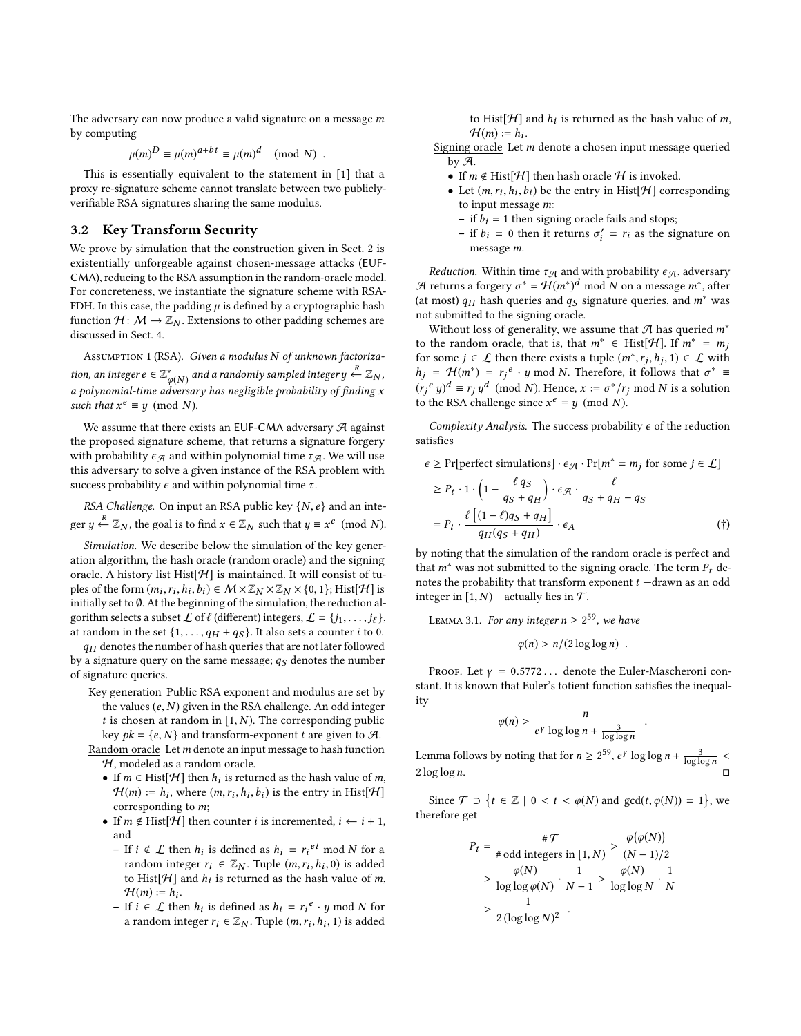The adversary can now produce a valid signature on a message $m$ by computing

$$\mu(m)^D \equiv \mu(m)^{a+bt} \equiv \mu(m)^d \pmod{N} \ .$$

This is essentially equivalent to the statement in [1] that a proxy re-signature scheme cannot translate between two publicly-verifiable RSA signatures sharing the same modulus.

## 3.2 Key Transform Security

We prove by simulation that the construction given in Sect. 2 is existentially unforgeable against chosen-message attacks (EUF-CMA), reducing to the RSA assumption in the random-oracle model. For concreteness, we instantiate the signature scheme with RSA-FDH. In this case, the padding $\mu$ is defined by a cryptographic hash function $\mathcal{H}\colon \mathcal{M} \to \mathbb{Z}_N$. Extensions to other padding schemes are discussed in Sect. 4.

Assumption 1 (RSA). *Given a modulus $N$ of unknown factorization, an integer $e \in \mathbb{Z}^*_{\varphi(N)}$ and a randomly sampled integer $y \xleftarrow{R} \mathbb{Z}_N$, a polynomial-time adversary has negligible probability of finding $x$ such that $x^e \equiv y \pmod{N}$.*

We assume that there exists an EUF-CMA adversary $\mathcal{A}$ against the proposed signature scheme, that returns a signature forgery with probability $\epsilon_{\mathcal{A}}$ and within polynomial time $\tau_{\mathcal{A}}$. We will use this adversary to solve a given instance of the RSA problem with success probability $\epsilon$ and within polynomial time $\tau$.

*RSA Challenge.* On input an RSA public key $\{N, e\}$ and an integer $y \xleftarrow{R} \mathbb{Z}_N$, the goal is to find $x \in \mathbb{Z}_N$ such that $y \equiv x^e \pmod{N}$.

*Simulation.* We describe below the simulation of the key generation algorithm, the hash oracle (random oracle) and the signing oracle. A history list Hist[$\mathcal{H}$] is maintained. It will consist of tuples of the form $(m_i, r_i, h_i, b_i) \in \mathcal{M} \times \mathbb{Z}_N \times \mathbb{Z}_N \times \{0, 1\}$; Hist[$\mathcal{H}$] is initially set to $\emptyset$. At the beginning of the simulation, the reduction algorithm selects a subset $\mathcal{L}$ of $\ell$ (different) integers, $\mathcal{L} = \{j_1, \ldots, j_\ell\}$, at random in the set $\{1, \ldots, q_H + q_S\}$. It also sets a counter $i$ to 0.

$q_H$ denotes the number of hash queries that are not later followed by a signature query on the same message; $q_S$ denotes the number of signature queries.

Key generation: Public RSA exponent and modulus are set by the values $(e, N)$ given in the RSA challenge. An odd integer $t$ is chosen at random in $[1, N)$. The corresponding public key $pk = \{e, N\}$ and transform-exponent $t$ are given to $\mathcal{A}$.

Random oracle: Let $m$ denote an input message to hash function $\mathcal{H}$, modeled as a random oracle.

- If $m \in$ Hist[$\mathcal{H}$] then $h_i$ is returned as the hash value of $m$, $\mathcal{H}(m) := h_i$, where $(m, r_i, h_i, b_i)$ is the entry in Hist[$\mathcal{H}$] corresponding to $m$;
- If $m \notin$ Hist[$\mathcal{H}$] then counter $i$ is incremented, $i \leftarrow i + 1$, and
  - If $i \notin \mathcal{L}$ then $h_i$ is defined as $h_i = {r_i}^{et} \bmod N$ for a random integer $r_i \in \mathbb{Z}_N$. Tuple $(m, r_i, h_i, 0)$ is added to Hist[$\mathcal{H}$] and $h_i$ is returned as the hash value of $m$, $\mathcal{H}(m) := h_i$.
  - If $i \in \mathcal{L}$ then $h_i$ is defined as $h_i = {r_i}^e \cdot y \bmod N$ for a random integer $r_i \in \mathbb{Z}_N$. Tuple $(m, r_i, h_i, 1)$ is added to Hist[$\mathcal{H}$] and $h_i$ is returned as the hash value of $m$, $\mathcal{H}(m) := h_i$.

Signing oracle: Let $m$ denote a chosen input message queried by $\mathcal{A}$.

- If $m \notin$ Hist[$\mathcal{H}$] then hash oracle $\mathcal{H}$ is invoked.
- Let $(m, r_i, h_i, b_i)$ be the entry in Hist[$\mathcal{H}$] corresponding to input message $m$:
  - if $b_i = 1$ then signing oracle fails and stops;
  - if $b_i = 0$ then it returns $\sigma'_i = r_i$ as the signature on message $m$.

*Reduction.* Within time $\tau_{\mathcal{A}}$ and with probability $\epsilon_{\mathcal{A}}$, adversary $\mathcal{A}$ returns a forgery $\sigma^* = \mathcal{H}(m^*)^d \bmod N$ on a message $m^*$, after (at most) $q_H$ hash queries and $q_S$ signature queries, and $m^*$ was not submitted to the signing oracle.

Without loss of generality, we assume that $\mathcal{A}$ has queried $m^*$ to the random oracle, that is, that $m^* \in$ Hist[$\mathcal{H}$]. If $m^* = m_j$ for some $j \in \mathcal{L}$ then there exists a tuple $(m^*, r_j, h_j, 1) \in \mathcal{L}$ with $h_j = \mathcal{H}(m^*) = {r_j}^e \cdot y \bmod N$. Therefore, it follows that $\sigma^* \equiv ({r_j}^e\, y)^d \equiv r_j\, y^d \pmod{N}$. Hence, $x := \sigma^*/r_j \bmod N$ is a solution to the RSA challenge since $x^e \equiv y \pmod{N}$.

*Complexity Analysis.* The success probability $\epsilon$ of the reduction satisfies

$$\begin{aligned}
\epsilon &\geq \Pr[\text{perfect simulations}] \cdot \epsilon_{\mathcal{A}} \cdot \Pr[m^* = m_j \text{ for some } j \in \mathcal{L}] \\
&\geq P_t \cdot 1 \cdot \left(1 - \frac{\ell\, q_S}{q_S + q_H}\right) \cdot \epsilon_{\mathcal{A}} \cdot \frac{\ell}{q_S + q_H - q_S} \\
&= P_t \cdot \frac{\ell\left[(1 - \ell)q_S + q_H\right]}{q_H(q_S + q_H)} \cdot \epsilon_A \qquad (\dagger)
\end{aligned}$$

by noting that the simulation of the random oracle is perfect and that $m^*$ was not submitted to the signing oracle. The term $P_t$ denotes the probability that transform exponent $t$ —drawn as an odd integer in $[1, N)$— actually lies in $\mathcal{T}$.

Lemma 3.1. *For any integer $n \geq 2^{59}$, we have*

$$\varphi(n) > n/(2 \log\log n) \ .$$

Proof. Let $\gamma = 0.5772\ldots$ denote the Euler-Mascheroni constant. It is known that Euler's totient function satisfies the inequality

$$\varphi(n) > \frac{n}{e^\gamma \log\log n + \frac{3}{\log\log n}} \ .$$

Lemma follows by noting that for $n \geq 2^{59}$, $e^\gamma \log\log n + \frac{3}{\log\log n} < 2 \log\log n$. □

Since $\mathcal{T} \supset \left\{t \in \mathbb{Z} \mid 0 < t < \varphi(N) \text{ and } \gcd(t, \varphi(N)) = 1\right\}$, we therefore get

$$\begin{aligned}
P_t &= \frac{\#\mathcal{T}}{\#\text{odd integers in } [1, N)} > \frac{\varphi\big(\varphi(N)\big)}{(N-1)/2} \\
&> \frac{\varphi(N)}{\log\log\varphi(N)} \cdot \frac{1}{N-1} > \frac{\varphi(N)}{\log\log N} \cdot \frac{1}{N} \\
&> \frac{1}{2\,(\log\log N)^2} \ .
\end{aligned}$$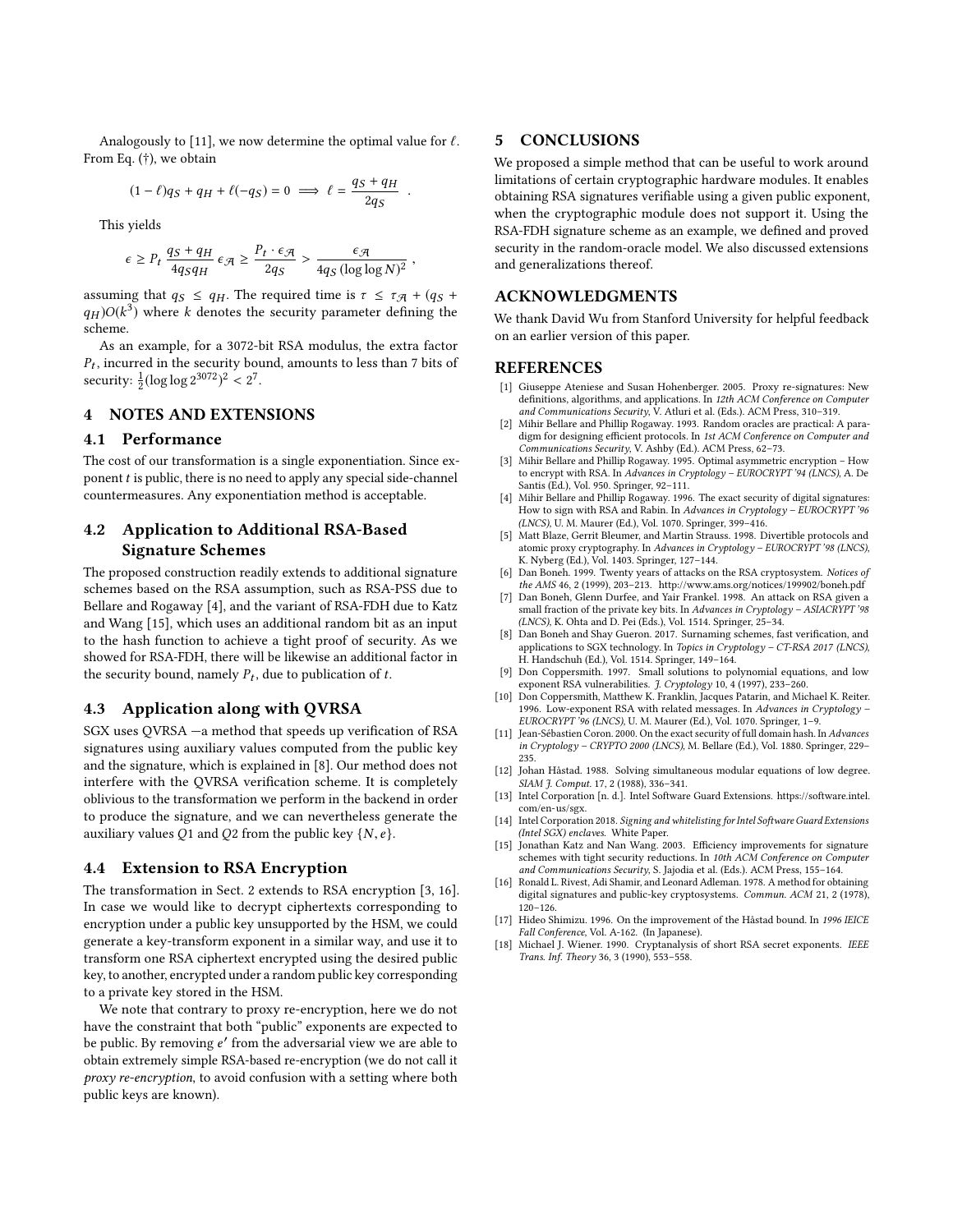Analogously to [11], we now determine the optimal value for $\ell$. From Eq. (†), we obtain

$$(1-\ell)q_S + q_H + \ell(-q_S) = 0 \implies \ell = \frac{q_S + q_H}{2q_S} \ .$$

This yields

$$\epsilon \geq P_t \, \frac{q_S + q_H}{4q_S q_H} \, \epsilon_{\mathcal{A}} \geq \frac{P_t \cdot \epsilon_{\mathcal{A}}}{2q_S} > \frac{\epsilon_{\mathcal{A}}}{4q_S \, (\log\log N)^2} \ ,$$

assuming that $q_S \leq q_H$. The required time is $\tau \leq \tau_{\mathcal{A}} + (q_S + q_H)O(k^3)$ where $k$ denotes the security parameter defining the scheme.

As an example, for a 3072-bit RSA modulus, the extra factor $P_t$, incurred in the security bound, amounts to less than 7 bits of security: $\frac{1}{2}(\log\log 2^{3072})^2 < 2^7$.

## 4 NOTES AND EXTENSIONS

### 4.1 Performance

The cost of our transformation is a single exponentiation. Since exponent $t$ is public, there is no need to apply any special side-channel countermeasures. Any exponentiation method is acceptable.

### 4.2 Application to Additional RSA-Based Signature Schemes

The proposed construction readily extends to additional signature schemes based on the RSA assumption, such as RSA-PSS due to Bellare and Rogaway [4], and the variant of RSA-FDH due to Katz and Wang [15], which uses an additional random bit as an input to the hash function to achieve a tight proof of security. As we showed for RSA-FDH, there will be likewise an additional factor in the security bound, namely $P_t$, due to publication of $t$.

### 4.3 Application along with QVRSA

SGX uses QVRSA —a method that speeds up verification of RSA signatures using auxiliary values computed from the public key and the signature, which is explained in [8]. Our method does not interfere with the QVRSA verification scheme. It is completely oblivious to the transformation we perform in the backend in order to produce the signature, and we can nevertheless generate the auxiliary values $Q1$ and $Q2$ from the public key $\{N, e\}$.

### 4.4 Extension to RSA Encryption

The transformation in Sect. 2 extends to RSA encryption [3, 16]. In case we would like to decrypt ciphertexts corresponding to encryption under a public key unsupported by the HSM, we could generate a key-transform exponent in a similar way, and use it to transform one RSA ciphertext encrypted using the desired public key, to another, encrypted under a random public key corresponding to a private key stored in the HSM.

We note that contrary to proxy re-encryption, here we do not have the constraint that both "public" exponents are expected to be public. By removing $e'$ from the adversarial view we are able to obtain extremely simple RSA-based re-encryption (we do not call it *proxy re-encryption*, to avoid confusion with a setting where both public keys are known).

## 5 CONCLUSIONS

We proposed a simple method that can be useful to work around limitations of certain cryptographic hardware modules. It enables obtaining RSA signatures verifiable using a given public exponent, when the cryptographic module does not support it. Using the RSA-FDH signature scheme as an example, we defined and proved security in the random-oracle model. We also discussed extensions and generalizations thereof.

## ACKNOWLEDGMENTS

We thank David Wu from Stanford University for helpful feedback on an earlier version of this paper.

## REFERENCES

[1] Giuseppe Ateniese and Susan Hohenberger. 2005. Proxy re-signatures: New definitions, algorithms, and applications. In *12th ACM Conference on Computer and Communications Security*, V. Atluri et al. (Eds.). ACM Press, 310–319.

[2] Mihir Bellare and Phillip Rogaway. 1993. Random oracles are practical: A paradigm for designing efficient protocols. In *1st ACM Conference on Computer and Communications Security*, V. Ashby (Ed.). ACM Press, 62–73.

[3] Mihir Bellare and Phillip Rogaway. 1995. Optimal asymmetric encryption – How to encrypt with RSA. In *Advances in Cryptology – EUROCRYPT '94 (LNCS)*, A. De Santis (Ed.), Vol. 950. Springer, 92–111.

[4] Mihir Bellare and Phillip Rogaway. 1996. The exact security of digital signatures: How to sign with RSA and Rabin. In *Advances in Cryptology – EUROCRYPT '96 (LNCS)*, U. M. Maurer (Ed.), Vol. 1070. Springer, 399–416.

[5] Matt Blaze, Gerrit Bleumer, and Martin Strauss. 1998. Divertible protocols and atomic proxy cryptography. In *Advances in Cryptology – EUROCRYPT '98 (LNCS)*, K. Nyberg (Ed.), Vol. 1403. Springer, 127–144.

[6] Dan Boneh. 1999. Twenty years of attacks on the RSA cryptosystem. *Notices of the AMS* 46, 2 (1999), 203–213. http://www.ams.org/notices/199902/boneh.pdf

[7] Dan Boneh, Glenn Durfee, and Yair Frankel. 1998. An attack on RSA given a small fraction of the private key bits. In *Advances in Cryptology – ASIACRYPT '98 (LNCS)*, K. Ohta and D. Pei (Eds.), Vol. 1514. Springer, 25–34.

[8] Dan Boneh and Shay Gueron. 2017. Surnaming schemes, fast verification, and applications to SGX technology. In *Topics in Cryptology – CT-RSA 2017 (LNCS)*, H. Handschuh (Ed.), Vol. 1514. Springer, 149–164.

[9] Don Coppersmith. 1997. Small solutions to polynomial equations, and low exponent RSA vulnerabilities. *J. Cryptology* 10, 4 (1997), 233–260.

[10] Don Coppersmith, Matthew K. Franklin, Jacques Patarin, and Michael K. Reiter. 1996. Low-exponent RSA with related messages. In *Advances in Cryptology – EUROCRYPT '96 (LNCS)*, U. M. Maurer (Ed.), Vol. 1070. Springer, 1–9.

[11] Jean-Sébastien Coron. 2000. On the exact security of full domain hash. In *Advances in Cryptology – CRYPTO 2000 (LNCS)*, M. Bellare (Ed.), Vol. 1880. Springer, 229–235.

[12] Johan Håstad. 1988. Solving simultaneous modular equations of low degree. *SIAM J. Comput.* 17, 2 (1988), 336–341.

[13] Intel Corporation [n. d.]. Intel Software Guard Extensions. https://software.intel.com/en-us/sgx.

[14] Intel Corporation 2018. *Signing and whitelisting for Intel Software Guard Extensions (Intel SGX) enclaves.* White Paper.

[15] Jonathan Katz and Nan Wang. 2003. Efficiency improvements for signature schemes with tight security reductions. In *10th ACM Conference on Computer and Communications Security*, S. Jajodia et al. (Eds.). ACM Press, 155–164.

[16] Ronald L. Rivest, Adi Shamir, and Leonard Adleman. 1978. A method for obtaining digital signatures and public-key cryptosystems. *Commun. ACM* 21, 2 (1978), 120–126.

[17] Hideo Shimizu. 1996. On the improvement of the Håstad bound. In *1996 IEICE Fall Conference*, Vol. A-162. (In Japanese).

[18] Michael J. Wiener. 1990. Cryptanalysis of short RSA secret exponents. *IEEE Trans. Inf. Theory* 36, 3 (1990), 553–558.